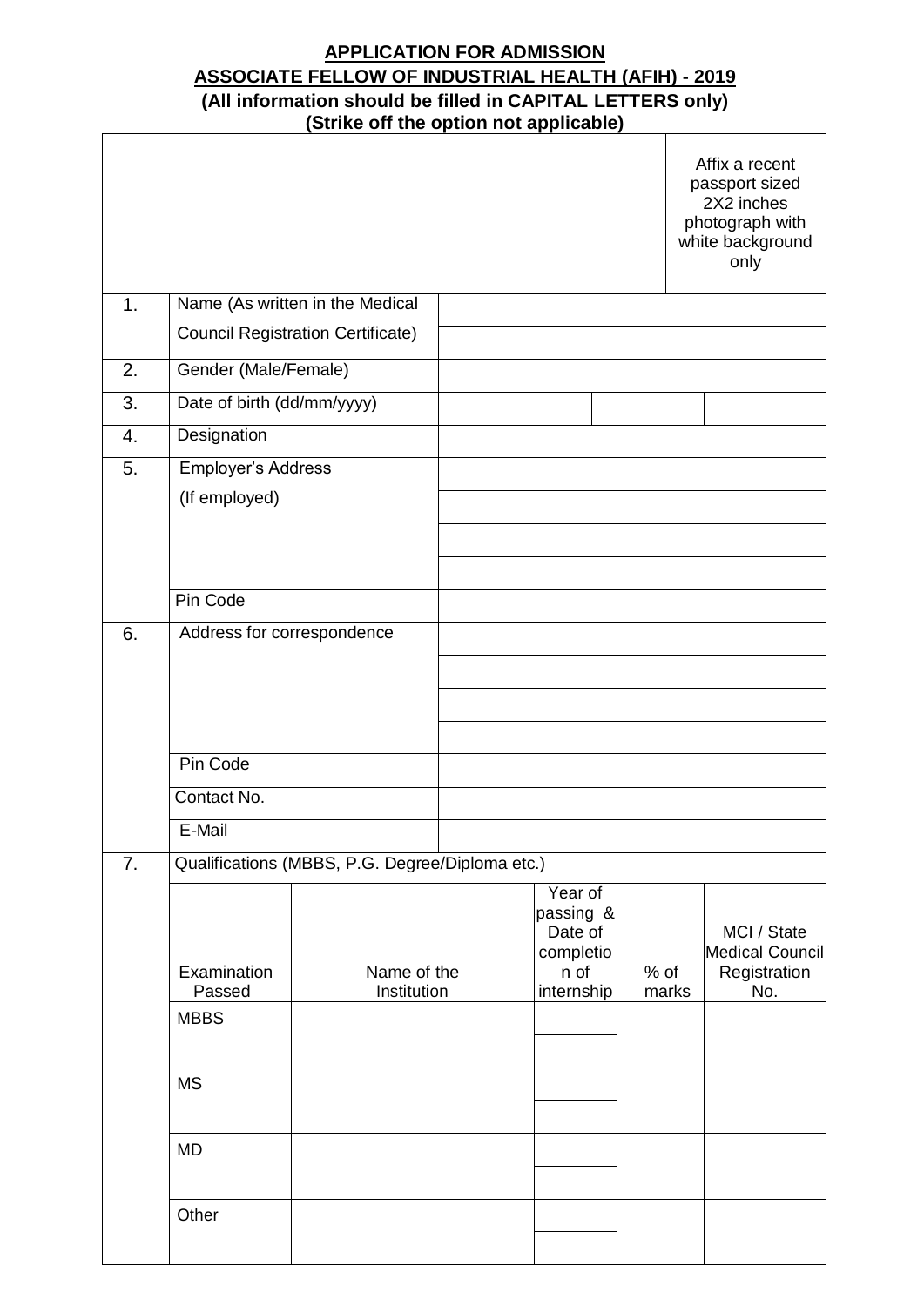**APPLICATION FOR ADMISSION**

**ASSOCIATE FELLOW OF INDUSTRIAL HEALTH (AFIH) - 2019**

**(All information should be filled in CAPITAL LETTERS only)**

**(Strike off the option not applicable)**

| | | |
|---|---|---|
| | | Affix a recent passport sized 2X2 inches photograph with white background only |
| 1. | Name (As written in the Medical Council Registration Certificate) | |
| 2. | Gender (Male/Female) | |
| 3. | Date of birth (dd/mm/yyyy) | |
| 4. | Designation | |
| 5. | Employer's Address (If employed) | |
| | Pin Code | |
| 6. | Address for correspondence | |
| | Pin Code | |
| | Contact No. | |
| | E-Mail | |
| 7. | Qualifications (MBBS, P.G. Degree/Diploma etc.) | |

| Examination Passed | Name of the Institution | Year of passing & Date of completion of internship | % of marks | MCI / State Medical Council Registration No. |
|---|---|---|---|---|
| MBBS | | | | |
| MS | | | | |
| MD | | | | |
| Other | | | | |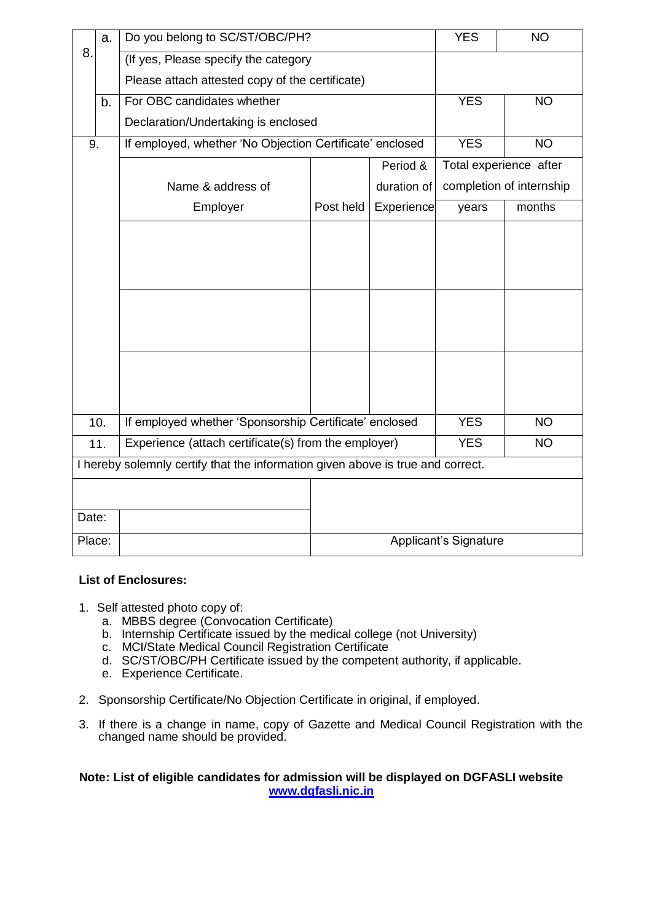| 8. | a. | Do you belong to SC/ST/OBC/PH? | | | YES | NO |
|---|---|---|---|---|---|---|
| | | (If yes, Please specify the category<br>Please attach attested copy of the certificate) | | | | |
| | b. | For OBC candidates whether<br>Declaration/Undertaking is enclosed | | | YES | NO |
| 9. | | If employed, whether 'No Objection Certificate' enclosed | | | YES | NO |
| | | Name & address of Employer | Post held | Period & duration of Experience | Total experience after completion of internship | |
| | | | | | years | months |
| | | | | | | |
| | | | | | | |
| | | | | | | |
| 10. | | If employed whether 'Sponsorship Certificate' enclosed | | | YES | NO |
| 11. | | Experience (attach certificate(s) from the employer) | | | YES | NO |

I hereby solemnly certify that the information given above is true and correct.

| | | |
|---|---|---|
| Date: | | |
| Place: | | Applicant's Signature |

**List of Enclosures:**

1. Self attested photo copy of:
   a. MBBS degree (Convocation Certificate)
   b. Internship Certificate issued by the medical college (not University)
   c. MCI/State Medical Council Registration Certificate
   d. SC/ST/OBC/PH Certificate issued by the competent authority, if applicable.
   e. Experience Certificate.

2. Sponsorship Certificate/No Objection Certificate in original, if employed.

3. If there is a change in name, copy of Gazette and Medical Council Registration with the changed name should be provided.

**Note: List of eligible candidates for admission will be displayed on DGFASLI website [www.dgfasli.nic.in](http://www.dgfasli.nic.in)**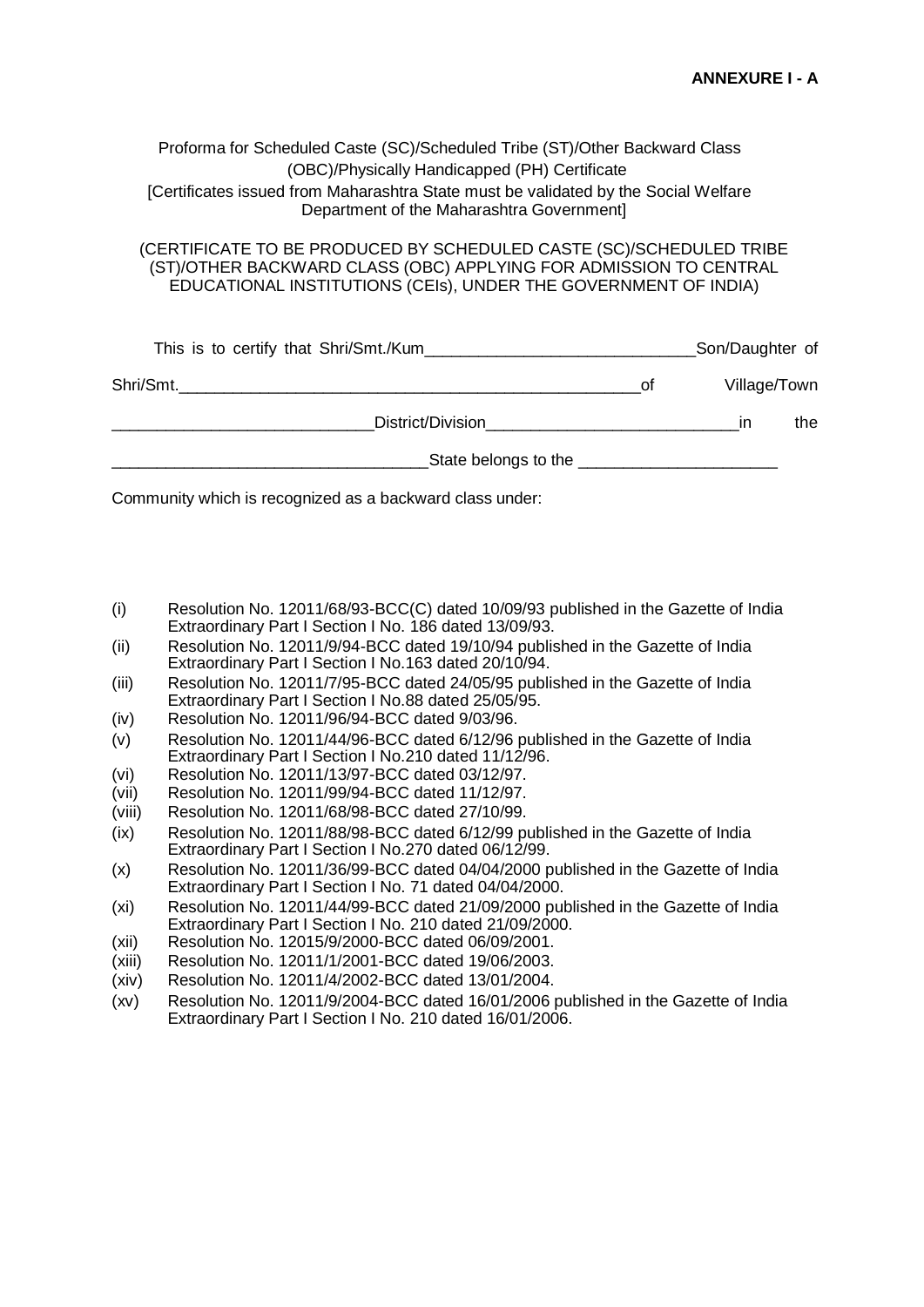**ANNEXURE I - A**

Proforma for Scheduled Caste (SC)/Scheduled Tribe (ST)/Other Backward Class (OBC)/Physically Handicapped (PH) Certificate
[Certificates issued from Maharashtra State must be validated by the Social Welfare Department of the Maharashtra Government]

(CERTIFICATE TO BE PRODUCED BY SCHEDULED CASTE (SC)/SCHEDULED TRIBE (ST)/OTHER BACKWARD CLASS (OBC) APPLYING FOR ADMISSION TO CENTRAL EDUCATIONAL INSTITUTIONS (CEIs), UNDER THE GOVERNMENT OF INDIA)

This is to certify that Shri/Smt./Kum_____________________________Son/Daughter of Shri/Smt.___________________________________________________of Village/Town ____________________________District/Division___________________________in the _________________________________State belongs to the _____________________

Community which is recognized as a backward class under:

- (i) Resolution No. 12011/68/93-BCC(C) dated 10/09/93 published in the Gazette of India Extraordinary Part I Section I No. 186 dated 13/09/93.
- (ii) Resolution No. 12011/9/94-BCC dated 19/10/94 published in the Gazette of India Extraordinary Part I Section I No.163 dated 20/10/94.
- (iii) Resolution No. 12011/7/95-BCC dated 24/05/95 published in the Gazette of India Extraordinary Part I Section I No.88 dated 25/05/95.
- (iv) Resolution No. 12011/96/94-BCC dated 9/03/96.
- (v) Resolution No. 12011/44/96-BCC dated 6/12/96 published in the Gazette of India Extraordinary Part I Section I No.210 dated 11/12/96.
- (vi) Resolution No. 12011/13/97-BCC dated 03/12/97.
- (vii) Resolution No. 12011/99/94-BCC dated 11/12/97.
- (viii) Resolution No. 12011/68/98-BCC dated 27/10/99.
- (ix) Resolution No. 12011/88/98-BCC dated 6/12/99 published in the Gazette of India Extraordinary Part I Section I No.270 dated 06/12/99.
- (x) Resolution No. 12011/36/99-BCC dated 04/04/2000 published in the Gazette of India Extraordinary Part I Section I No. 71 dated 04/04/2000.
- (xi) Resolution No. 12011/44/99-BCC dated 21/09/2000 published in the Gazette of India Extraordinary Part I Section I No. 210 dated 21/09/2000.
- (xii) Resolution No. 12015/9/2000-BCC dated 06/09/2001.
- (xiii) Resolution No. 12011/1/2001-BCC dated 19/06/2003.
- (xiv) Resolution No. 12011/4/2002-BCC dated 13/01/2004.
- (xv) Resolution No. 12011/9/2004-BCC dated 16/01/2006 published in the Gazette of India Extraordinary Part I Section I No. 210 dated 16/01/2006.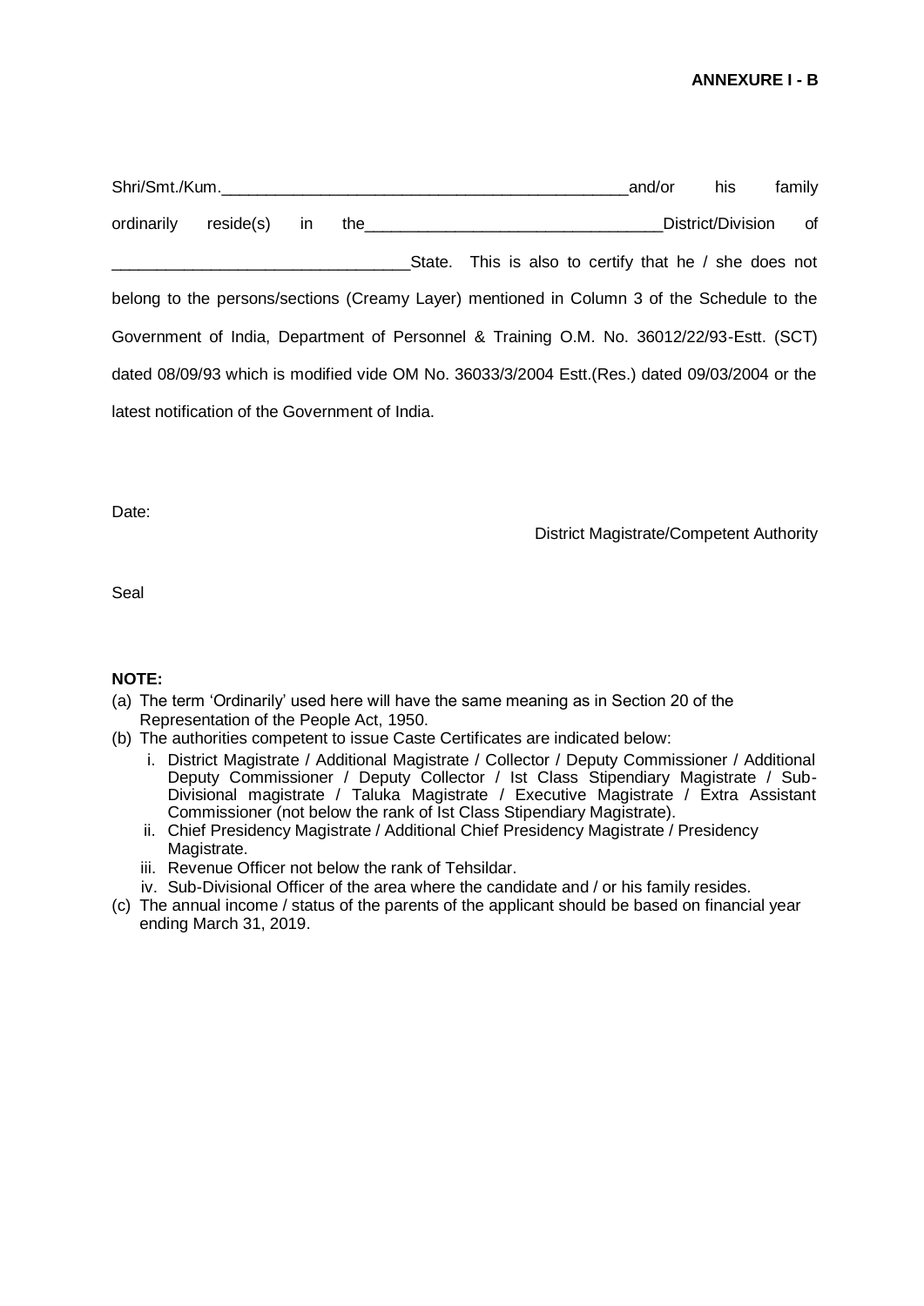**ANNEXURE I - B**

Shri/Smt./Kum.______________________________________________and/or his family ordinarily reside(s) in the________________________________District/Division of ________________________________State. This is also to certify that he / she does not belong to the persons/sections (Creamy Layer) mentioned in Column 3 of the Schedule to the Government of India, Department of Personnel & Training O.M. No. 36012/22/93-Estt. (SCT) dated 08/09/93 which is modified vide OM No. 36033/3/2004 Estt.(Res.) dated 09/03/2004 or the latest notification of the Government of India.

Date:

District Magistrate/Competent Authority

Seal

**NOTE:**

(a) The term 'Ordinarily' used here will have the same meaning as in Section 20 of the Representation of the People Act, 1950.

(b) The authorities competent to issue Caste Certificates are indicated below:

   i. District Magistrate / Additional Magistrate / Collector / Deputy Commissioner / Additional Deputy Commissioner / Deputy Collector / Ist Class Stipendiary Magistrate / Sub-Divisional magistrate / Taluka Magistrate / Executive Magistrate / Extra Assistant Commissioner (not below the rank of Ist Class Stipendiary Magistrate).

   ii. Chief Presidency Magistrate / Additional Chief Presidency Magistrate / Presidency Magistrate.

   iii. Revenue Officer not below the rank of Tehsildar.

   iv. Sub-Divisional Officer of the area where the candidate and / or his family resides.

(c) The annual income / status of the parents of the applicant should be based on financial year ending March 31, 2019.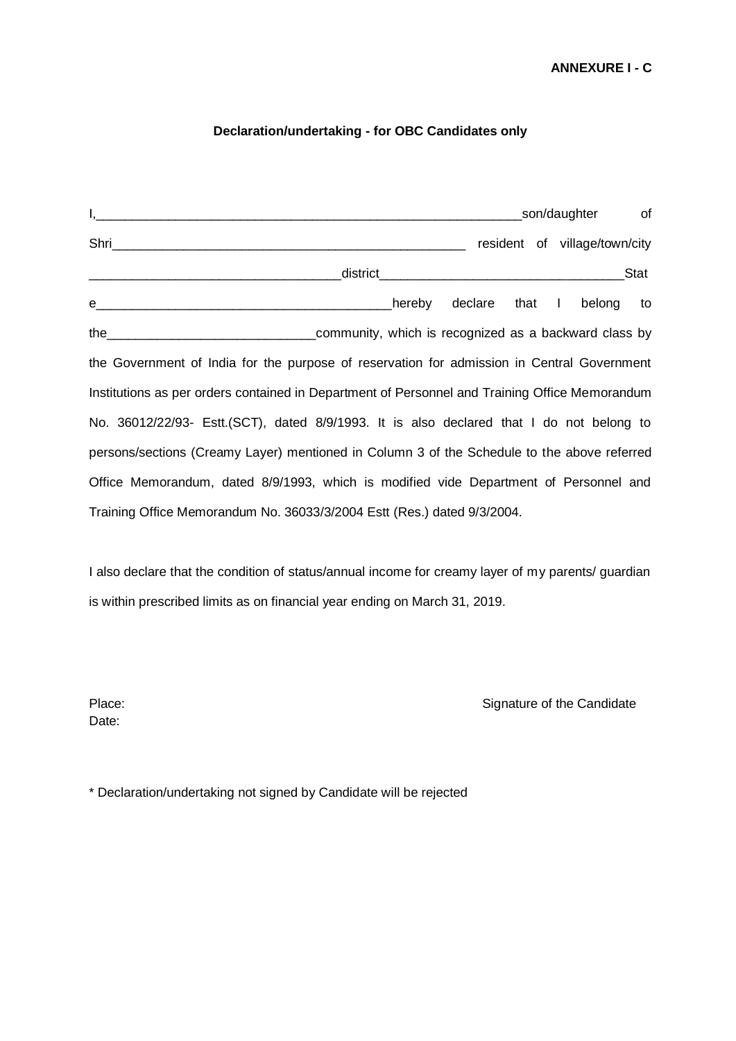**ANNEXURE I - C**

**Declaration/undertaking - for OBC Candidates only**

I,____________________________________________________________son/daughter of Shri__________________________________________________ resident of village/town/city __________________________________district_________________________________State________________________________________hereby declare that I belong to the____________________________community, which is recognized as a backward class by the Government of India for the purpose of reservation for admission in Central Government Institutions as per orders contained in Department of Personnel and Training Office Memorandum No. 36012/22/93- Estt.(SCT), dated 8/9/1993. It is also declared that I do not belong to persons/sections (Creamy Layer) mentioned in Column 3 of the Schedule to the above referred Office Memorandum, dated 8/9/1993, which is modified vide Department of Personnel and Training Office Memorandum No. 36033/3/2004 Estt (Res.) dated 9/3/2004.

I also declare that the condition of status/annual income for creamy layer of my parents/ guardian is within prescribed limits as on financial year ending on March 31, 2019.

Place:

Date:

Signature of the Candidate

* Declaration/undertaking not signed by Candidate will be rejected